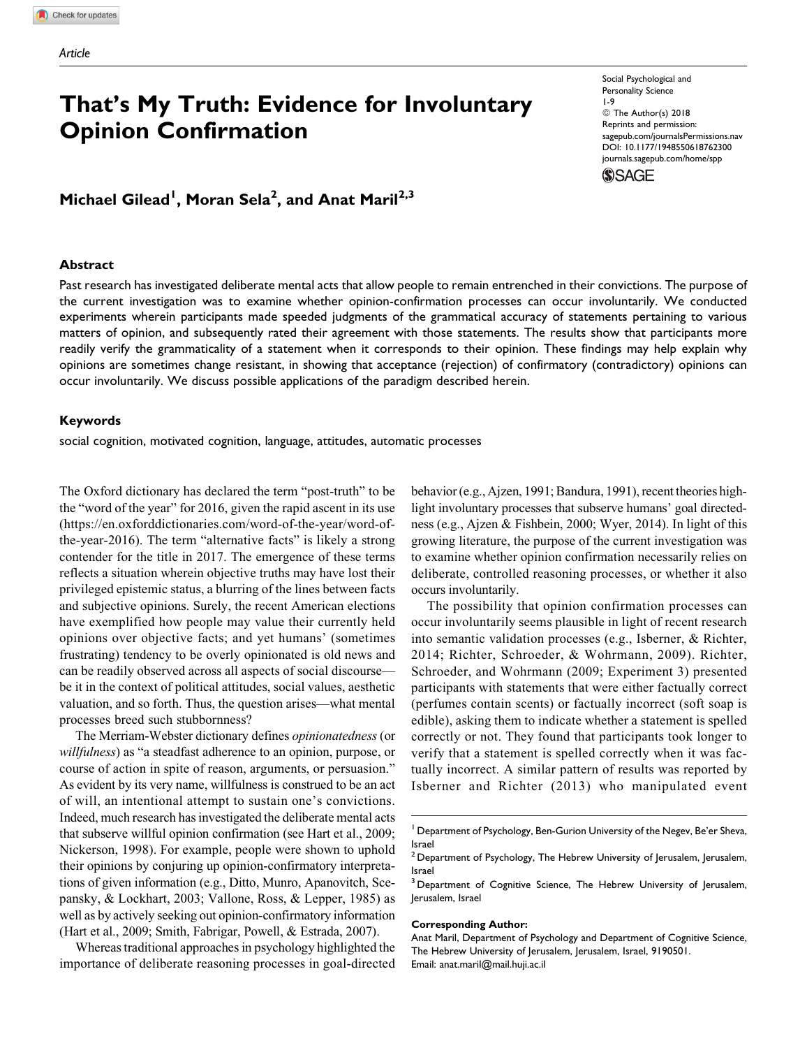Article

# That's My Truth: Evidence for Involuntary Opinion Confirmation

Social Psychological and Personality Science
1-9
© The Author(s) 2018
Reprints and permission: sagepub.com/journalsPermissions.nav
DOI: 10.1177/1948550618762300
journals.sagepub.com/home/spp

**Michael Gilead[1], Moran Sela[2], and Anat Maril[2,3]**

## Abstract

Past research has investigated deliberate mental acts that allow people to remain entrenched in their convictions. The purpose of the current investigation was to examine whether opinion-confirmation processes can occur involuntarily. We conducted experiments wherein participants made speeded judgments of the grammatical accuracy of statements pertaining to various matters of opinion, and subsequently rated their agreement with those statements. The results show that participants more readily verify the grammaticality of a statement when it corresponds to their opinion. These findings may help explain why opinions are sometimes change resistant, in showing that acceptance (rejection) of confirmatory (contradictory) opinions can occur involuntarily. We discuss possible applications of the paradigm described herein.

## Keywords

social cognition, motivated cognition, language, attitudes, automatic processes

The Oxford dictionary has declared the term "post-truth" to be the "word of the year" for 2016, given the rapid ascent in its use (https://en.oxforddictionaries.com/word-of-the-year/word-of-the-year-2016). The term "alternative facts" is likely a strong contender for the title in 2017. The emergence of these terms reflects a situation wherein objective truths may have lost their privileged epistemic status, a blurring of the lines between facts and subjective opinions. Surely, the recent American elections have exemplified how people may value their currently held opinions over objective facts; and yet humans' (sometimes frustrating) tendency to be overly opinionated is old news and can be readily observed across all aspects of social discourse—be it in the context of political attitudes, social values, aesthetic valuation, and so forth. Thus, the question arises—what mental processes breed such stubbornness?

The Merriam-Webster dictionary defines *opinionatedness* (or *willfulness*) as "a steadfast adherence to an opinion, purpose, or course of action in spite of reason, arguments, or persuasion." As evident by its very name, willfulness is construed to be an act of will, an intentional attempt to sustain one's convictions. Indeed, much research has investigated the deliberate mental acts that subserve willful opinion confirmation (see Hart et al., 2009; Nickerson, 1998). For example, people were shown to uphold their opinions by conjuring up opinion-confirmatory interpretations of given information (e.g., Ditto, Munro, Apanovitch, Scepansky, & Lockhart, 2003; Vallone, Ross, & Lepper, 1985) as well as by actively seeking out opinion-confirmatory information (Hart et al., 2009; Smith, Fabrigar, Powell, & Estrada, 2007).

Whereas traditional approaches in psychology highlighted the importance of deliberate reasoning processes in goal-directed behavior (e.g., Ajzen, 1991; Bandura, 1991), recent theories highlight involuntary processes that subserve humans' goal directedness (e.g., Ajzen & Fishbein, 2000; Wyer, 2014). In light of this growing literature, the purpose of the current investigation was to examine whether opinion confirmation necessarily relies on deliberate, controlled reasoning processes, or whether it also occurs involuntarily.

The possibility that opinion confirmation processes can occur involuntarily seems plausible in light of recent research into semantic validation processes (e.g., Isberner, & Richter, 2014; Richter, Schroeder, & Wohrmann, 2009). Richter, Schroeder, and Wohrmann (2009; Experiment 3) presented participants with statements that were either factually correct (perfumes contain scents) or factually incorrect (soft soap is edible), asking them to indicate whether a statement is spelled correctly or not. They found that participants took longer to verify that a statement is spelled correctly when it was factually incorrect. A similar pattern of results was reported by Isberner and Richter (2013) who manipulated event

[1] Department of Psychology, Ben-Gurion University of the Negev, Be'er Sheva, Israel
[2] Department of Psychology, The Hebrew University of Jerusalem, Jerusalem, Israel
[3] Department of Cognitive Science, The Hebrew University of Jerusalem, Jerusalem, Israel

**Corresponding Author:**
Anat Maril, Department of Psychology and Department of Cognitive Science, The Hebrew University of Jerusalem, Jerusalem, Israel, 9190501.
Email: anat.maril@mail.huji.ac.il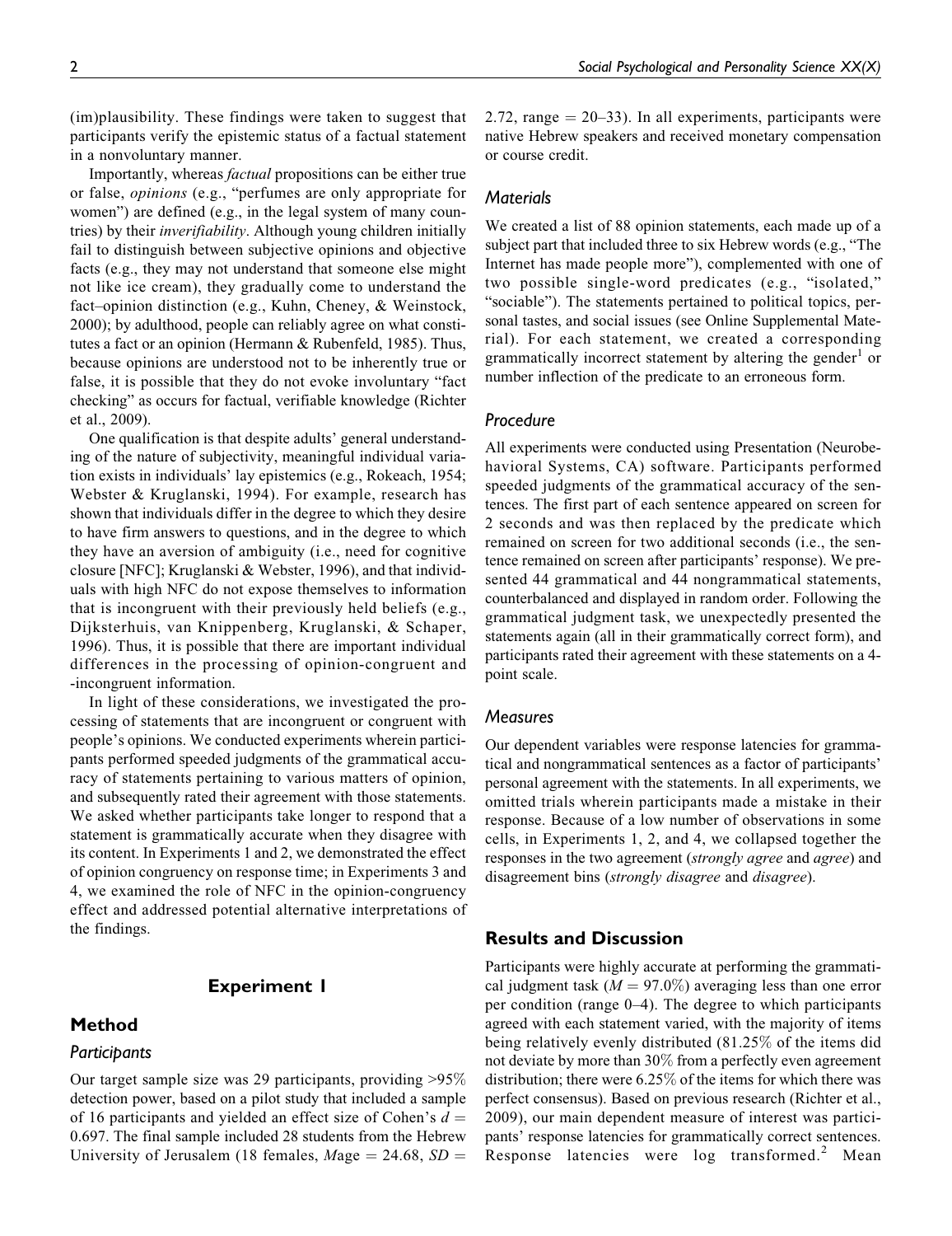(im)plausibility. These findings were taken to suggest that participants verify the epistemic status of a factual statement in a nonvoluntary manner.

Importantly, whereas *factual* propositions can be either true or false, *opinions* (e.g., "perfumes are only appropriate for women") are defined (e.g., in the legal system of many countries) by their *inverifiability*. Although young children initially fail to distinguish between subjective opinions and objective facts (e.g., they may not understand that someone else might not like ice cream), they gradually come to understand the fact–opinion distinction (e.g., Kuhn, Cheney, & Weinstock, 2000); by adulthood, people can reliably agree on what constitutes a fact or an opinion (Hermann & Rubenfeld, 1985). Thus, because opinions are understood not to be inherently true or false, it is possible that they do not evoke involuntary "fact checking" as occurs for factual, verifiable knowledge (Richter et al., 2009).

One qualification is that despite adults' general understanding of the nature of subjectivity, meaningful individual variation exists in individuals' lay epistemics (e.g., Rokeach, 1954; Webster & Kruglanski, 1994). For example, research has shown that individuals differ in the degree to which they desire to have firm answers to questions, and in the degree to which they have an aversion of ambiguity (i.e., need for cognitive closure [NFC]; Kruglanski & Webster, 1996), and that individuals with high NFC do not expose themselves to information that is incongruent with their previously held beliefs (e.g., Dijksterhuis, van Knippenberg, Kruglanski, & Schaper, 1996). Thus, it is possible that there are important individual differences in the processing of opinion-congruent and -incongruent information.

In light of these considerations, we investigated the processing of statements that are incongruent or congruent with people's opinions. We conducted experiments wherein participants performed speeded judgments of the grammatical accuracy of statements pertaining to various matters of opinion, and subsequently rated their agreement with those statements. We asked whether participants take longer to respond that a statement is grammatically accurate when they disagree with its content. In Experiments 1 and 2, we demonstrated the effect of opinion congruency on response time; in Experiments 3 and 4, we examined the role of NFC in the opinion-congruency effect and addressed potential alternative interpretations of the findings.

## Experiment 1

## Method

### Participants

Our target sample size was 29 participants, providing >95% detection power, based on a pilot study that included a sample of 16 participants and yielded an effect size of Cohen's $d$ = 0.697. The final sample included 28 students from the Hebrew University of Jerusalem (18 females, $M$age = 24.68, $SD$ = 2.72, range = 20–33). In all experiments, participants were native Hebrew speakers and received monetary compensation or course credit.

### Materials

We created a list of 88 opinion statements, each made up of a subject part that included three to six Hebrew words (e.g., "The Internet has made people more"), complemented with one of two possible single-word predicates (e.g., "isolated," "sociable"). The statements pertained to political topics, personal tastes, and social issues (see Online Supplemental Material). For each statement, we created a corresponding grammatically incorrect statement by altering the gender[1] or number inflection of the predicate to an erroneous form.

### Procedure

All experiments were conducted using Presentation (Neurobehavioral Systems, CA) software. Participants performed speeded judgments of the grammatical accuracy of the sentences. The first part of each sentence appeared on screen for 2 seconds and was then replaced by the predicate which remained on screen for two additional seconds (i.e., the sentence remained on screen after participants' response). We presented 44 grammatical and 44 nongrammatical statements, counterbalanced and displayed in random order. Following the grammatical judgment task, we unexpectedly presented the statements again (all in their grammatically correct form), and participants rated their agreement with these statements on a 4-point scale.

### Measures

Our dependent variables were response latencies for grammatical and nongrammatical sentences as a factor of participants' personal agreement with the statements. In all experiments, we omitted trials wherein participants made a mistake in their response. Because of a low number of observations in some cells, in Experiments 1, 2, and 4, we collapsed together the responses in the two agreement (*strongly agree* and *agree*) and disagreement bins (*strongly disagree* and *disagree*).

## Results and Discussion

Participants were highly accurate at performing the grammatical judgment task ($M$ = 97.0%) averaging less than one error per condition (range 0–4). The degree to which participants agreed with each statement varied, with the majority of items being relatively evenly distributed (81.25% of the items did not deviate by more than 30% from a perfectly even agreement distribution; there were 6.25% of the items for which there was perfect consensus). Based on previous research (Richter et al., 2009), our main dependent measure of interest was participants' response latencies for grammatically correct sentences. Response latencies were log transformed.[2] Mean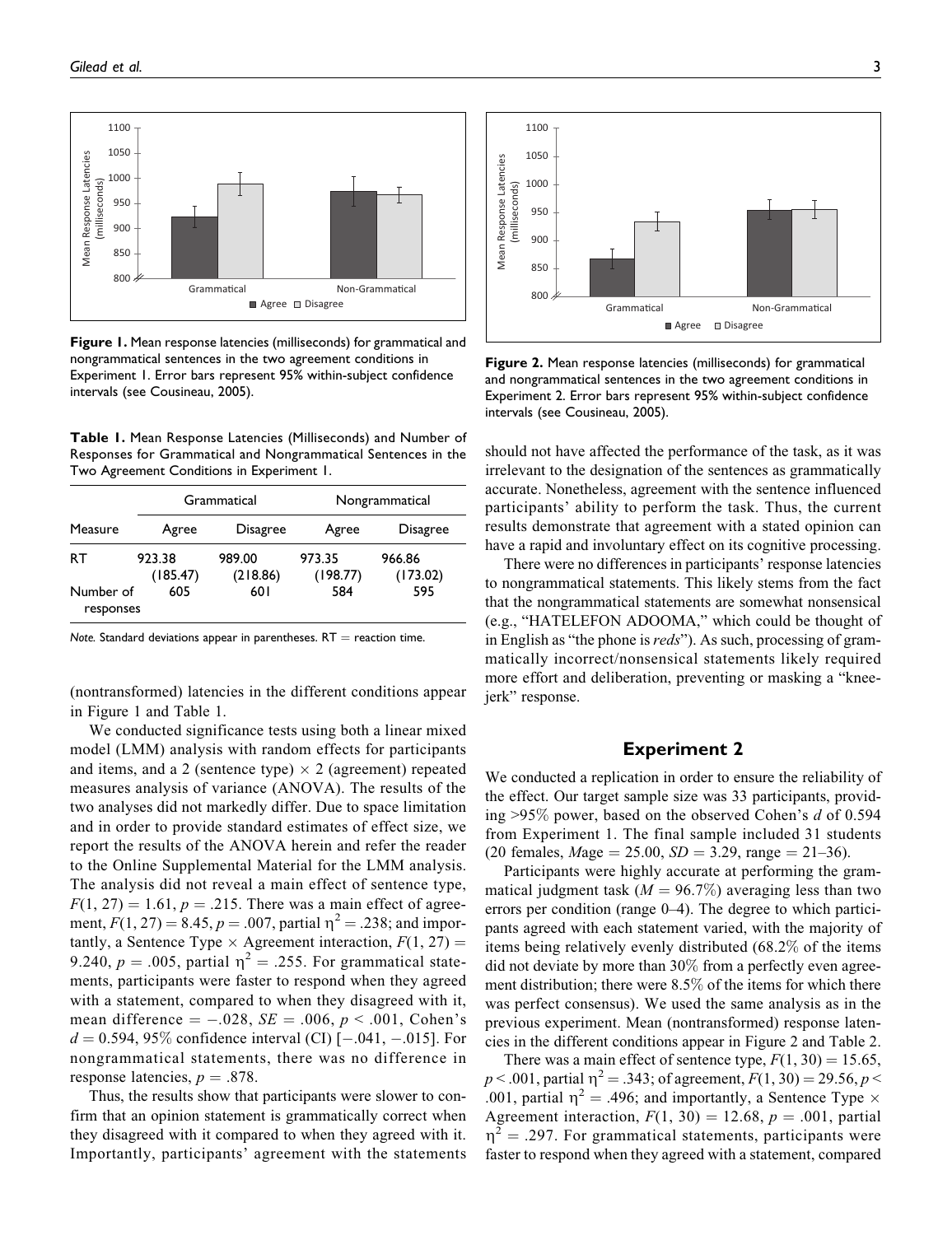Figure 1. Mean response latencies (milliseconds) for grammatical and nongrammatical sentences in the two agreement conditions in Experiment 1. Error bars represent 95% within-subject confidence intervals (see Cousineau, 2005).

**Table 1.** Mean Response Latencies (Milliseconds) and Number of Responses for Grammatical and Nongrammatical Sentences in the Two Agreement Conditions in Experiment 1.

| Measure | Grammatical | | Nongrammatical | |
|---|---|---|---|---|
| | Agree | Disagree | Agree | Disagree |
| RT | 923.38 (185.47) | 989.00 (218.86) | 973.35 (198.77) | 966.86 (173.02) |
| Number of responses | 605 | 601 | 584 | 595 |

*Note.* Standard deviations appear in parentheses. RT = reaction time.

(nontransformed) latencies in the different conditions appear in Figure 1 and Table 1.

We conducted significance tests using both a linear mixed model (LMM) analysis with random effects for participants and items, and a 2 (sentence type) × 2 (agreement) repeated measures analysis of variance (ANOVA). The results of the two analyses did not markedly differ. Due to space limitation and in order to provide standard estimates of effect size, we report the results of the ANOVA herein and refer the reader to the Online Supplemental Material for the LMM analysis. The analysis did not reveal a main effect of sentence type, $F(1, 27) = 1.61$, $p = .215$. There was a main effect of agreement, $F(1, 27) = 8.45$, $p = .007$, partial $\eta^2 = .238$; and importantly, a Sentence Type × Agreement interaction, $F(1, 27) = 9.240$, $p = .005$, partial $\eta^2 = .255$. For grammatical statements, participants were faster to respond when they agreed with a statement, compared to when they disagreed with it, mean difference = −.028, $SE = .006$, $p < .001$, Cohen's $d = 0.594$, 95% confidence interval (CI) [−.041, −.015]. For nongrammatical statements, there was no difference in response latencies, $p = .878$.

Thus, the results show that participants were slower to confirm that an opinion statement is grammatically correct when they disagreed with it compared to when they agreed with it. Importantly, participants' agreement with the statements should not have affected the performance of the task, as it was irrelevant to the designation of the sentences as grammatically accurate. Nonetheless, agreement with the sentence influenced participants' ability to perform the task. Thus, the current results demonstrate that agreement with a stated opinion can have a rapid and involuntary effect on its cognitive processing.

There were no differences in participants' response latencies to nongrammatical statements. This likely stems from the fact that the nongrammatical statements are somewhat nonsensical (e.g., "HATELEFON ADOOMA," which could be thought of in English as "the phone is *reds*"). As such, processing of grammatically incorrect/nonsensical statements likely required more effort and deliberation, preventing or masking a "knee-jerk" response.

Figure 2. Mean response latencies (milliseconds) for grammatical and nongrammatical sentences in the two agreement conditions in Experiment 2. Error bars represent 95% within-subject confidence intervals (see Cousineau, 2005).

## Experiment 2

We conducted a replication in order to ensure the reliability of the effect. Our target sample size was 33 participants, providing >95% power, based on the observed Cohen's $d$ of 0.594 from Experiment 1. The final sample included 31 students (20 females, $M$age = 25.00, $SD = 3.29$, range = 21–36).

Participants were highly accurate at performing the grammatical judgment task ($M = 96.7\%$) averaging less than two errors per condition (range 0–4). The degree to which participants agreed with each statement varied, with the majority of items being relatively evenly distributed (68.2% of the items did not deviate by more than 30% from a perfectly even agreement distribution; there were 8.5% of the items for which there was perfect consensus). We used the same analysis as in the previous experiment. Mean (nontransformed) response latencies in the different conditions appear in Figure 2 and Table 2.

There was a main effect of sentence type, $F(1, 30) = 15.65$, $p < .001$, partial $\eta^2 = .343$; of agreement, $F(1, 30) = 29.56$, $p < .001$, partial $\eta^2 = .496$; and importantly, a Sentence Type × Agreement interaction, $F(1, 30) = 12.68$, $p = .001$, partial $\eta^2 = .297$. For grammatical statements, participants were faster to respond when they agreed with a statement, compared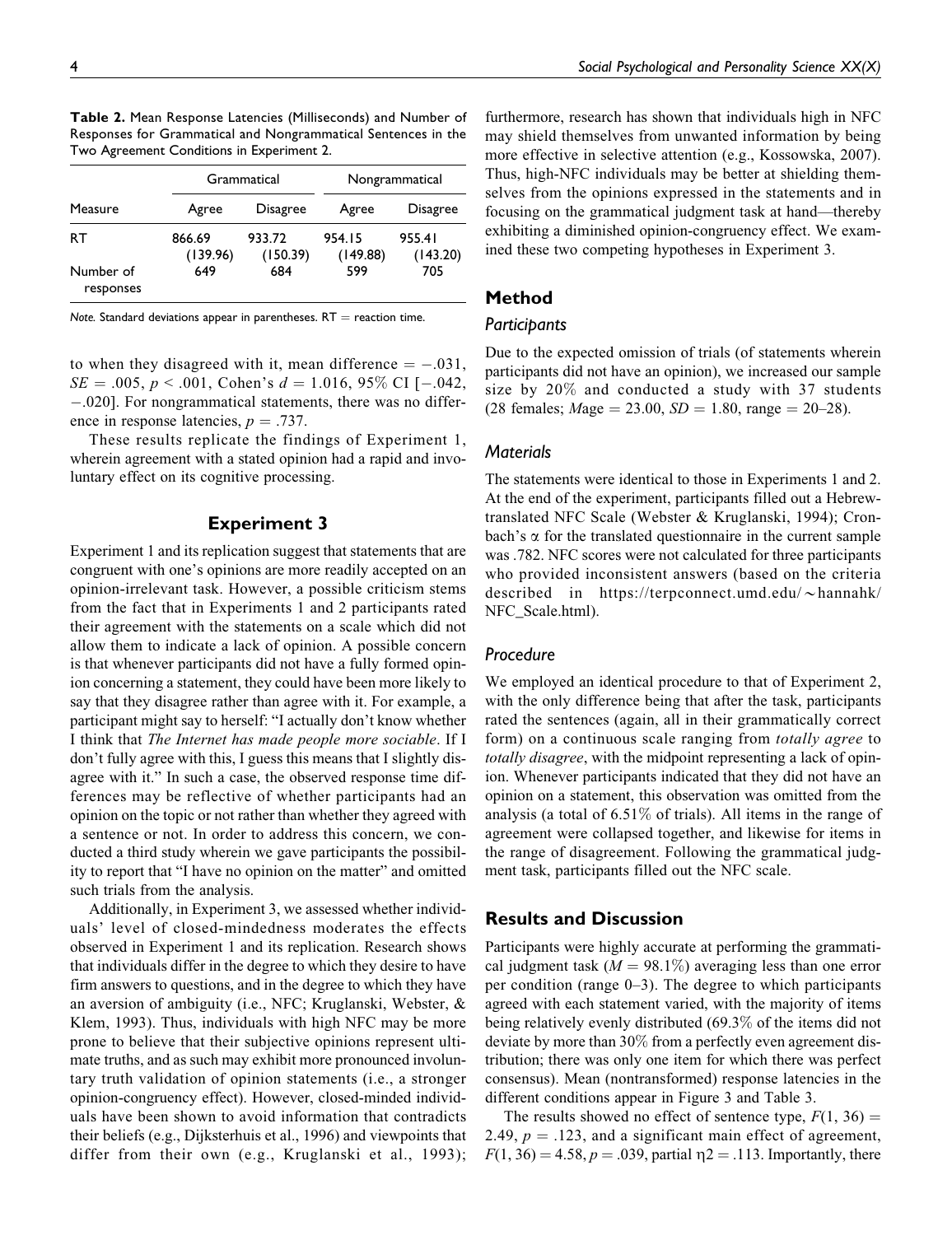**Table 2.** Mean Response Latencies (Milliseconds) and Number of Responses for Grammatical and Nongrammatical Sentences in the Two Agreement Conditions in Experiment 2.

| | Grammatical | | Nongrammatical | |
|---|---|---|---|---|
| Measure | Agree | Disagree | Agree | Disagree |
| RT | 866.69 (139.96) | 933.72 (150.39) | 954.15 (149.88) | 955.41 (143.20) |
| Number of responses | 649 | 684 | 599 | 705 |

*Note.* Standard deviations appear in parentheses. RT = reaction time.

to when they disagreed with it, mean difference = −.031, $SE$ = .005, $p$ < .001, Cohen's $d$ = 1.016, 95% CI [−.042, −.020]. For nongrammatical statements, there was no difference in response latencies, $p$ = .737.

These results replicate the findings of Experiment 1, wherein agreement with a stated opinion had a rapid and involuntary effect on its cognitive processing.

## Experiment 3

Experiment 1 and its replication suggest that statements that are congruent with one's opinions are more readily accepted on an opinion-irrelevant task. However, a possible criticism stems from the fact that in Experiments 1 and 2 participants rated their agreement with the statements on a scale which did not allow them to indicate a lack of opinion. A possible concern is that whenever participants did not have a fully formed opinion concerning a statement, they could have been more likely to say that they disagree rather than agree with it. For example, a participant might say to herself: "I actually don't know whether I think that *The Internet has made people more sociable*. If I don't fully agree with this, I guess this means that I slightly disagree with it." In such a case, the observed response time differences may be reflective of whether participants had an opinion on the topic or not rather than whether they agreed with a sentence or not. In order to address this concern, we conducted a third study wherein we gave participants the possibility to report that "I have no opinion on the matter" and omitted such trials from the analysis.

Additionally, in Experiment 3, we assessed whether individuals' level of closed-mindedness moderates the effects observed in Experiment 1 and its replication. Research shows that individuals differ in the degree to which they desire to have firm answers to questions, and in the degree to which they have an aversion of ambiguity (i.e., NFC; Kruglanski, Webster, & Klem, 1993). Thus, individuals with high NFC may be more prone to believe that their subjective opinions represent ultimate truths, and as such may exhibit more pronounced involuntary truth validation of opinion statements (i.e., a stronger opinion-congruency effect). However, closed-minded individuals have been shown to avoid information that contradicts their beliefs (e.g., Dijksterhuis et al., 1996) and viewpoints that differ from their own (e.g., Kruglanski et al., 1993); furthermore, research has shown that individuals high in NFC may shield themselves from unwanted information by being more effective in selective attention (e.g., Kossowska, 2007). Thus, high-NFC individuals may be better at shielding themselves from the opinions expressed in the statements and in focusing on the grammatical judgment task at hand—thereby exhibiting a diminished opinion-congruency effect. We examined these two competing hypotheses in Experiment 3.

## Method

### Participants

Due to the expected omission of trials (of statements wherein participants did not have an opinion), we increased our sample size by 20% and conducted a study with 37 students (28 females; $M$age = 23.00, $SD$ = 1.80, range = 20–28).

### Materials

The statements were identical to those in Experiments 1 and 2. At the end of the experiment, participants filled out a Hebrew-translated NFC Scale (Webster & Kruglanski, 1994); Cronbach's $\alpha$ for the translated questionnaire in the current sample was .782. NFC scores were not calculated for three participants who provided inconsistent answers (based on the criteria described in https://terpconnect.umd.edu/∼hannahk/NFC_Scale.html).

### Procedure

We employed an identical procedure to that of Experiment 2, with the only difference being that after the task, participants rated the sentences (again, all in their grammatically correct form) on a continuous scale ranging from *totally agree* to *totally disagree*, with the midpoint representing a lack of opinion. Whenever participants indicated that they did not have an opinion on a statement, this observation was omitted from the analysis (a total of 6.51% of trials). All items in the range of agreement were collapsed together, and likewise for items in the range of disagreement. Following the grammatical judgment task, participants filled out the NFC scale.

## Results and Discussion

Participants were highly accurate at performing the grammatical judgment task ($M$ = 98.1%) averaging less than one error per condition (range 0–3). The degree to which participants agreed with each statement varied, with the majority of items being relatively evenly distributed (69.3% of the items did not deviate by more than 30% from a perfectly even agreement distribution; there was only one item for which there was perfect consensus). Mean (nontransformed) response latencies in the different conditions appear in Figure 3 and Table 3.

The results showed no effect of sentence type, $F(1, 36)$ = 2.49, $p$ = .123, and a significant main effect of agreement, $F(1, 36)$ = 4.58, $p$ = .039, partial $\eta^2$ = .113. Importantly, there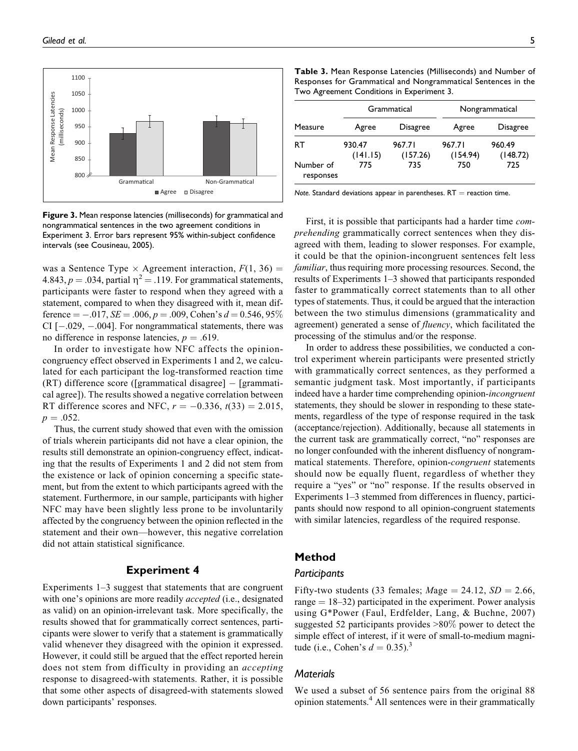**Figure 3.** Mean response latencies (milliseconds) for grammatical and nongrammatical sentences in the two agreement conditions in Experiment 3. Error bars represent 95% within-subject confidence intervals (see Cousineau, 2005).

was a Sentence Type × Agreement interaction, $F(1, 36) = 4.843$, $p = .034$, partial $\eta^2 = .119$. For grammatical statements, participants were faster to respond when they agreed with a statement, compared to when they disagreed with it, mean difference $= -.017$, $SE = .006$, $p = .009$, Cohen's $d = 0.546$, 95% CI $[-.029, -.004]$. For nongrammatical statements, there was no difference in response latencies, $p = .619$.

In order to investigate how NFC affects the opinion-congruency effect observed in Experiments 1 and 2, we calculated for each participant the log-transformed reaction time (RT) difference score ([grammatical disagree] − [grammatical agree]). The results showed a negative correlation between RT difference scores and NFC, $r = -0.336$, $t(33) = 2.015$, $p = .052$.

Thus, the current study showed that even with the omission of trials wherein participants did not have a clear opinion, the results still demonstrate an opinion-congruency effect, indicating that the results of Experiments 1 and 2 did not stem from the existence or lack of opinion concerning a specific statement, but from the extent to which participants agreed with the statement. Furthermore, in our sample, participants with higher NFC may have been slightly less prone to be involuntarily affected by the congruency between the opinion reflected in the statement and their own—however, this negative correlation did not attain statistical significance.

## Experiment 4

Experiments 1–3 suggest that statements that are congruent with one's opinions are more readily *accepted* (i.e., designated as valid) on an opinion-irrelevant task. More specifically, the results showed that for grammatically correct sentences, participants were slower to verify that a statement is grammatically valid whenever they disagreed with the opinion it expressed. However, it could still be argued that the effect reported herein does not stem from difficulty in providing an *accepting* response to disagreed-with statements. Rather, it is possible that some other aspects of disagreed-with statements slowed down participants' responses.

**Table 3.** Mean Response Latencies (Milliseconds) and Number of Responses for Grammatical and Nongrammatical Sentences in the Two Agreement Conditions in Experiment 3.

| | Grammatical | | Nongrammatical | |
|---|---|---|---|---|
| Measure | Agree | Disagree | Agree | Disagree |
| RT | 930.47 (141.15) | 967.71 (157.26) | 967.71 (154.94) | 960.49 (148.72) |
| Number of responses | 775 | 735 | 750 | 725 |

*Note.* Standard deviations appear in parentheses. RT = reaction time.

First, it is possible that participants had a harder time *comprehending* grammatically correct sentences when they disagreed with them, leading to slower responses. For example, it could be that the opinion-incongruent sentences felt less *familiar*, thus requiring more processing resources. Second, the results of Experiments 1–3 showed that participants responded faster to grammatically correct statements than to all other types of statements. Thus, it could be argued that the interaction between the two stimulus dimensions (grammaticality and agreement) generated a sense of *fluency*, which facilitated the processing of the stimulus and/or the response.

In order to address these possibilities, we conducted a control experiment wherein participants were presented strictly with grammatically correct sentences, as they performed a semantic judgment task. Most importantly, if participants indeed have a harder time comprehending opinion-*incongruent* statements, they should be slower in responding to these statements, regardless of the type of response required in the task (acceptance/rejection). Additionally, because all statements in the current task are grammatically correct, "no" responses are no longer confounded with the inherent disfluency of nongrammatical statements. Therefore, opinion-*congruent* statements should now be equally fluent, regardless of whether they require a "yes" or "no" response. If the results observed in Experiments 1–3 stemmed from differences in fluency, participants should now respond to all opinion-congruent statements with similar latencies, regardless of the required response.

## Method

### Participants

Fifty-two students (33 females; $M$age = 24.12, $SD = 2.66$, range = 18–32) participated in the experiment. Power analysis using G*Power (Faul, Erdfelder, Lang, & Buchne, 2007) suggested 52 participants provides >80% power to detect the simple effect of interest, if it were of small-to-medium magnitude (i.e., Cohen's $d = 0.35$).[3]

### Materials

We used a subset of 56 sentence pairs from the original 88 opinion statements.[4] All sentences were in their grammatically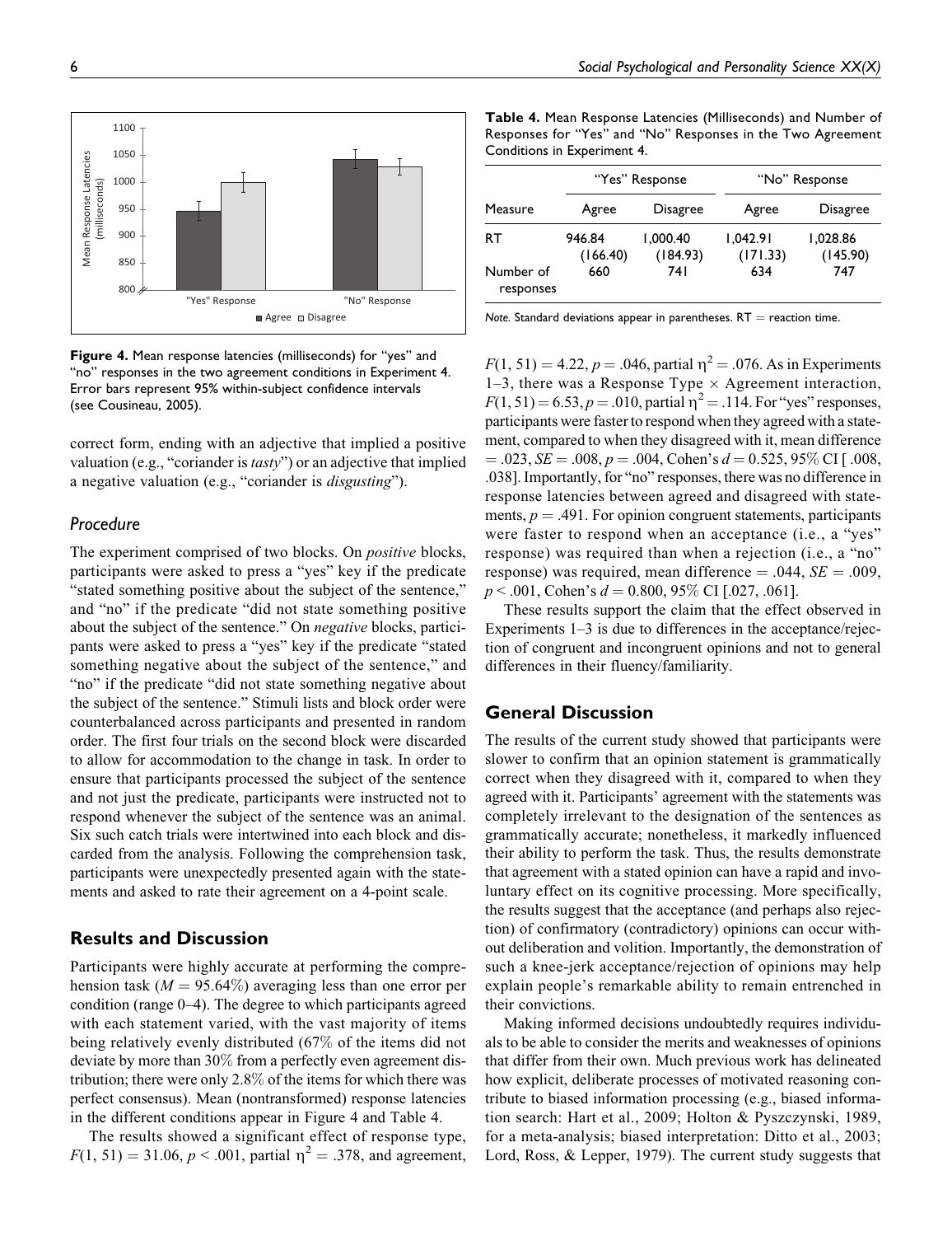Figure 4. Mean response latencies (milliseconds) for "yes" and "no" responses in the two agreement conditions in Experiment 4. Error bars represent 95% within-subject confidence intervals (see Cousineau, 2005).

correct form, ending with an adjective that implied a positive valuation (e.g., "coriander is *tasty*") or an adjective that implied a negative valuation (e.g., "coriander is *disgusting*").

### Procedure

The experiment comprised of two blocks. On *positive* blocks, participants were asked to press a "yes" key if the predicate "stated something positive about the subject of the sentence," and "no" if the predicate "did not state something positive about the subject of the sentence." On *negative* blocks, participants were asked to press a "yes" key if the predicate "stated something negative about the subject of the sentence," and "no" if the predicate "did not state something negative about the subject of the sentence." Stimuli lists and block order were counterbalanced across participants and presented in random order. The first four trials on the second block were discarded to allow for accommodation to the change in task. In order to ensure that participants processed the subject of the sentence and not just the predicate, participants were instructed not to respond whenever the subject of the sentence was an animal. Six such catch trials were intertwined into each block and discarded from the analysis. Following the comprehension task, participants were unexpectedly presented again with the statements and asked to rate their agreement on a 4-point scale.

## Results and Discussion

Participants were highly accurate at performing the comprehension task ($M = 95.64\%$) averaging less than one error per condition (range 0–4). The degree to which participants agreed with each statement varied, with the vast majority of items being relatively evenly distributed (67% of the items did not deviate by more than 30% from a perfectly even agreement distribution; there were only 2.8% of the items for which there was perfect consensus). Mean (nontransformed) response latencies in the different conditions appear in Figure 4 and Table 4.

The results showed a significant effect of response type, $F(1, 51) = 31.06$, $p < .001$, partial $\eta^2 = .378$, and agreement, $F(1, 51) = 4.22$, $p = .046$, partial $\eta^2 = .076$. As in Experiments 1–3, there was a Response Type × Agreement interaction, $F(1, 51) = 6.53$, $p = .010$, partial $\eta^2 = .114$. For "yes" responses, participants were faster to respond when they agreed with a statement, compared to when they disagreed with it, mean difference $= .023$, $SE = .008$, $p = .004$, Cohen's $d = 0.525$, 95% CI [.008, .038]. Importantly, for "no" responses, there was no difference in response latencies between agreed and disagreed with statements, $p = .491$. For opinion congruent statements, participants were faster to respond when an acceptance (i.e., a "yes" response) was required than when a rejection (i.e., a "no" response) was required, mean difference $= .044$, $SE = .009$, $p < .001$, Cohen's $d = 0.800$, 95% CI [.027, .061].

These results support the claim that the effect observed in Experiments 1–3 is due to differences in the acceptance/rejection of congruent and incongruent opinions and not to general differences in their fluency/familiarity.

**Table 4.** Mean Response Latencies (Milliseconds) and Number of Responses for "Yes" and "No" Responses in the Two Agreement Conditions in Experiment 4.

| | "Yes" Response | | "No" Response | |
|---|---|---|---|---|
| Measure | Agree | Disagree | Agree | Disagree |
| RT | 946.84 (166.40) | 1,000.40 (184.93) | 1,042.91 (171.33) | 1,028.86 (145.90) |
| Number of responses | 660 | 741 | 634 | 747 |

*Note.* Standard deviations appear in parentheses. RT = reaction time.

## General Discussion

The results of the current study showed that participants were slower to confirm that an opinion statement is grammatically correct when they disagreed with it, compared to when they agreed with it. Participants' agreement with the statements was completely irrelevant to the designation of the sentences as grammatically accurate; nonetheless, it markedly influenced their ability to perform the task. Thus, the results demonstrate that agreement with a stated opinion can have a rapid and involuntary effect on its cognitive processing. More specifically, the results suggest that the acceptance (and perhaps also rejection) of confirmatory (contradictory) opinions can occur without deliberation and volition. Importantly, the demonstration of such a knee-jerk acceptance/rejection of opinions may help explain people's remarkable ability to remain entrenched in their convictions.

Making informed decisions undoubtedly requires individuals to be able to consider the merits and weaknesses of opinions that differ from their own. Much previous work has delineated how explicit, deliberate processes of motivated reasoning contribute to biased information processing (e.g., biased information search: Hart et al., 2009; Holton & Pyszczynski, 1989, for a meta-analysis; biased interpretation: Ditto et al., 2003; Lord, Ross, & Lepper, 1979). The current study suggests that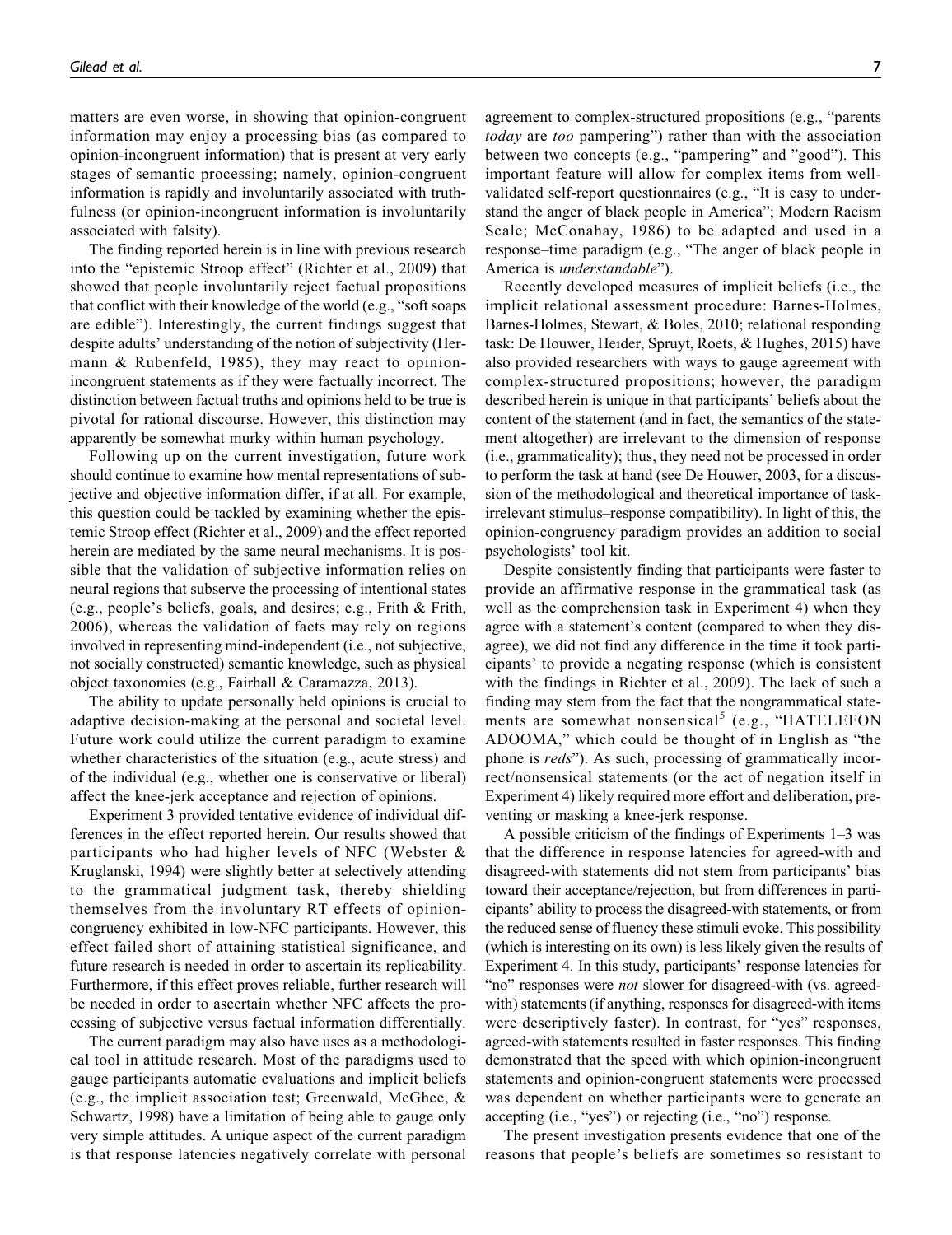matters are even worse, in showing that opinion-congruent information may enjoy a processing bias (as compared to opinion-incongruent information) that is present at very early stages of semantic processing; namely, opinion-congruent information is rapidly and involuntarily associated with truthfulness (or opinion-incongruent information is involuntarily associated with falsity).

The finding reported herein is in line with previous research into the "epistemic Stroop effect" (Richter et al., 2009) that showed that people involuntarily reject factual propositions that conflict with their knowledge of the world (e.g., "soft soaps are edible"). Interestingly, the current findings suggest that despite adults' understanding of the notion of subjectivity (Hermann & Rubenfeld, 1985), they may react to opinion-incongruent statements as if they were factually incorrect. The distinction between factual truths and opinions held to be true is pivotal for rational discourse. However, this distinction may apparently be somewhat murky within human psychology.

Following up on the current investigation, future work should continue to examine how mental representations of subjective and objective information differ, if at all. For example, this question could be tackled by examining whether the epistemic Stroop effect (Richter et al., 2009) and the effect reported herein are mediated by the same neural mechanisms. It is possible that the validation of subjective information relies on neural regions that subserve the processing of intentional states (e.g., people's beliefs, goals, and desires; e.g., Frith & Frith, 2006), whereas the validation of facts may rely on regions involved in representing mind-independent (i.e., not subjective, not socially constructed) semantic knowledge, such as physical object taxonomies (e.g., Fairhall & Caramazza, 2013).

The ability to update personally held opinions is crucial to adaptive decision-making at the personal and societal level. Future work could utilize the current paradigm to examine whether characteristics of the situation (e.g., acute stress) and of the individual (e.g., whether one is conservative or liberal) affect the knee-jerk acceptance and rejection of opinions.

Experiment 3 provided tentative evidence of individual differences in the effect reported herein. Our results showed that participants who had higher levels of NFC (Webster & Kruglanski, 1994) were slightly better at selectively attending to the grammatical judgment task, thereby shielding themselves from the involuntary RT effects of opinion-congruency exhibited in low-NFC participants. However, this effect failed short of attaining statistical significance, and future research is needed in order to ascertain its replicability. Furthermore, if this effect proves reliable, further research will be needed in order to ascertain whether NFC affects the processing of subjective versus factual information differentially.

The current paradigm may also have uses as a methodological tool in attitude research. Most of the paradigms used to gauge participants automatic evaluations and implicit beliefs (e.g., the implicit association test; Greenwald, McGhee, & Schwartz, 1998) have a limitation of being able to gauge only very simple attitudes. A unique aspect of the current paradigm is that response latencies negatively correlate with personal agreement to complex-structured propositions (e.g., "parents *today* are *too* pampering") rather than with the association between two concepts (e.g., "pampering" and "good"). This important feature will allow for complex items from well-validated self-report questionnaires (e.g., "It is easy to understand the anger of black people in America"; Modern Racism Scale; McConahay, 1986) to be adapted and used in a response–time paradigm (e.g., "The anger of black people in America is *understandable*").

Recently developed measures of implicit beliefs (i.e., the implicit relational assessment procedure: Barnes-Holmes, Barnes-Holmes, Stewart, & Boles, 2010; relational responding task: De Houwer, Heider, Spruyt, Roets, & Hughes, 2015) have also provided researchers with ways to gauge agreement with complex-structured propositions; however, the paradigm described herein is unique in that participants' beliefs about the content of the statement (and in fact, the semantics of the statement altogether) are irrelevant to the dimension of response (i.e., grammaticality); thus, they need not be processed in order to perform the task at hand (see De Houwer, 2003, for a discussion of the methodological and theoretical importance of task-irrelevant stimulus–response compatibility). In light of this, the opinion-congruency paradigm provides an addition to social psychologists' tool kit.

Despite consistently finding that participants were faster to provide an affirmative response in the grammatical task (as well as the comprehension task in Experiment 4) when they agree with a statement's content (compared to when they disagree), we did not find any difference in the time it took participants' to provide a negating response (which is consistent with the findings in Richter et al., 2009). The lack of such a finding may stem from the fact that the nongrammatical statements are somewhat nonsensical[5] (e.g., "HATELEFON ADOOMA," which could be thought of in English as "the phone is *reds*"). As such, processing of grammatically incorrect/nonsensical statements (or the act of negation itself in Experiment 4) likely required more effort and deliberation, preventing or masking a knee-jerk response.

A possible criticism of the findings of Experiments 1–3 was that the difference in response latencies for agreed-with and disagreed-with statements did not stem from participants' bias toward their acceptance/rejection, but from differences in participants' ability to process the disagreed-with statements, or from the reduced sense of fluency these stimuli evoke. This possibility (which is interesting on its own) is less likely given the results of Experiment 4. In this study, participants' response latencies for "no" responses were *not* slower for disagreed-with (vs. agreed-with) statements (if anything, responses for disagreed-with items were descriptively faster). In contrast, for "yes" responses, agreed-with statements resulted in faster responses. This finding demonstrated that the speed with which opinion-incongruent statements and opinion-congruent statements were processed was dependent on whether participants were to generate an accepting (i.e., "yes") or rejecting (i.e., "no") response.

The present investigation presents evidence that one of the reasons that people's beliefs are sometimes so resistant to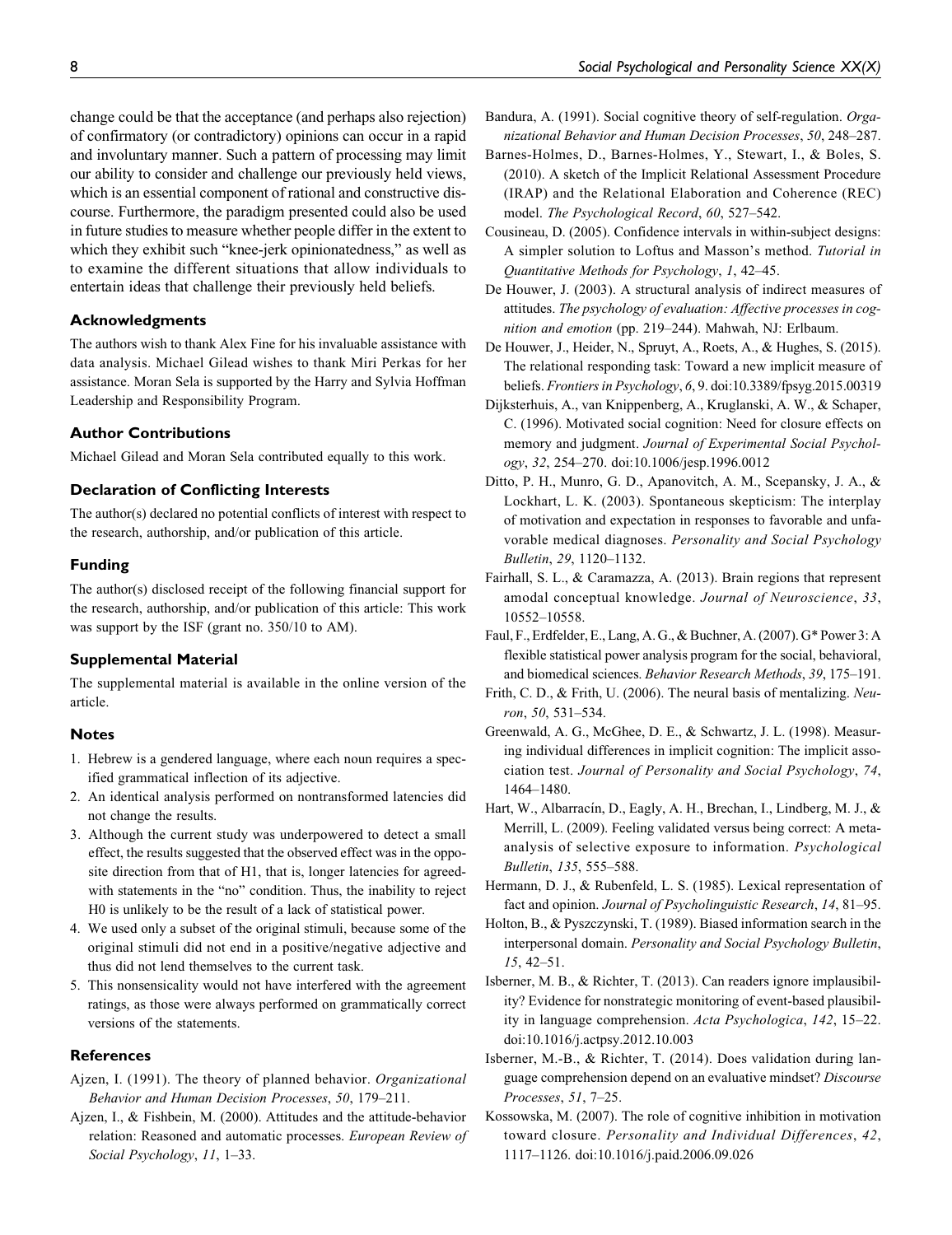change could be that the acceptance (and perhaps also rejection) of confirmatory (or contradictory) opinions can occur in a rapid and involuntary manner. Such a pattern of processing may limit our ability to consider and challenge our previously held views, which is an essential component of rational and constructive discourse. Furthermore, the paradigm presented could also be used in future studies to measure whether people differ in the extent to which they exhibit such "knee-jerk opinionatedness," as well as to examine the different situations that allow individuals to entertain ideas that challenge their previously held beliefs.

## Acknowledgments

The authors wish to thank Alex Fine for his invaluable assistance with data analysis. Michael Gilead wishes to thank Miri Perkas for her assistance. Moran Sela is supported by the Harry and Sylvia Hoffman Leadership and Responsibility Program.

## Author Contributions

Michael Gilead and Moran Sela contributed equally to this work.

## Declaration of Conflicting Interests

The author(s) declared no potential conflicts of interest with respect to the research, authorship, and/or publication of this article.

## Funding

The author(s) disclosed receipt of the following financial support for the research, authorship, and/or publication of this article: This work was support by the ISF (grant no. 350/10 to AM).

## Supplemental Material

The supplemental material is available in the online version of the article.

## Notes

1. Hebrew is a gendered language, where each noun requires a specified grammatical inflection of its adjective.
2. An identical analysis performed on nontransformed latencies did not change the results.
3. Although the current study was underpowered to detect a small effect, the results suggested that the observed effect was in the opposite direction from that of H1, that is, longer latencies for agreed-with statements in the "no" condition. Thus, the inability to reject H0 is unlikely to be the result of a lack of statistical power.
4. We used only a subset of the original stimuli, because some of the original stimuli did not end in a positive/negative adjective and thus did not lend themselves to the current task.
5. This nonsensicality would not have interfered with the agreement ratings, as those were always performed on grammatically correct versions of the statements.

## References

Ajzen, I. (1991). The theory of planned behavior. *Organizational Behavior and Human Decision Processes*, *50*, 179–211.

Ajzen, I., & Fishbein, M. (2000). Attitudes and the attitude-behavior relation: Reasoned and automatic processes. *European Review of Social Psychology*, *11*, 1–33.

Bandura, A. (1991). Social cognitive theory of self-regulation. *Organizational Behavior and Human Decision Processes*, *50*, 248–287.

Barnes-Holmes, D., Barnes-Holmes, Y., Stewart, I., & Boles, S. (2010). A sketch of the Implicit Relational Assessment Procedure (IRAP) and the Relational Elaboration and Coherence (REC) model. *The Psychological Record*, *60*, 527–542.

Cousineau, D. (2005). Confidence intervals in within-subject designs: A simpler solution to Loftus and Masson's method. *Tutorial in Quantitative Methods for Psychology*, *1*, 42–45.

De Houwer, J. (2003). A structural analysis of indirect measures of attitudes. *The psychology of evaluation: Affective processes in cognition and emotion* (pp. 219–244). Mahwah, NJ: Erlbaum.

De Houwer, J., Heider, N., Spruyt, A., Roets, A., & Hughes, S. (2015). The relational responding task: Toward a new implicit measure of beliefs. *Frontiers in Psychology*, *6*, 9. doi:10.3389/fpsyg.2015.00319

Dijksterhuis, A., van Knippenberg, A., Kruglanski, A. W., & Schaper, C. (1996). Motivated social cognition: Need for closure effects on memory and judgment. *Journal of Experimental Social Psychology*, *32*, 254–270. doi:10.1006/jesp.1996.0012

Ditto, P. H., Munro, G. D., Apanovitch, A. M., Scepansky, J. A., & Lockhart, L. K. (2003). Spontaneous skepticism: The interplay of motivation and expectation in responses to favorable and unfavorable medical diagnoses. *Personality and Social Psychology Bulletin*, *29*, 1120–1132.

Fairhall, S. L., & Caramazza, A. (2013). Brain regions that represent amodal conceptual knowledge. *Journal of Neuroscience*, *33*, 10552–10558.

Faul, F., Erdfelder, E., Lang, A. G., & Buchner, A. (2007). G* Power 3: A flexible statistical power analysis program for the social, behavioral, and biomedical sciences. *Behavior Research Methods*, *39*, 175–191.

Frith, C. D., & Frith, U. (2006). The neural basis of mentalizing. *Neuron*, *50*, 531–534.

Greenwald, A. G., McGhee, D. E., & Schwartz, J. L. (1998). Measuring individual differences in implicit cognition: The implicit association test. *Journal of Personality and Social Psychology*, *74*, 1464–1480.

Hart, W., Albarracín, D., Eagly, A. H., Brechan, I., Lindberg, M. J., & Merrill, L. (2009). Feeling validated versus being correct: A meta-analysis of selective exposure to information. *Psychological Bulletin*, *135*, 555–588.

Hermann, D. J., & Rubenfeld, L. S. (1985). Lexical representation of fact and opinion. *Journal of Psycholinguistic Research*, *14*, 81–95.

Holton, B., & Pyszczynski, T. (1989). Biased information search in the interpersonal domain. *Personality and Social Psychology Bulletin*, *15*, 42–51.

Isberner, M. B., & Richter, T. (2013). Can readers ignore implausibility? Evidence for nonstrategic monitoring of event-based plausibility in language comprehension. *Acta Psychologica*, *142*, 15–22. doi:10.1016/j.actpsy.2012.10.003

Isberner, M.-B., & Richter, T. (2014). Does validation during language comprehension depend on an evaluative mindset? *Discourse Processes*, *51*, 7–25.

Kossowska, M. (2007). The role of cognitive inhibition in motivation toward closure. *Personality and Individual Differences*, *42*, 1117–1126. doi:10.1016/j.paid.2006.09.026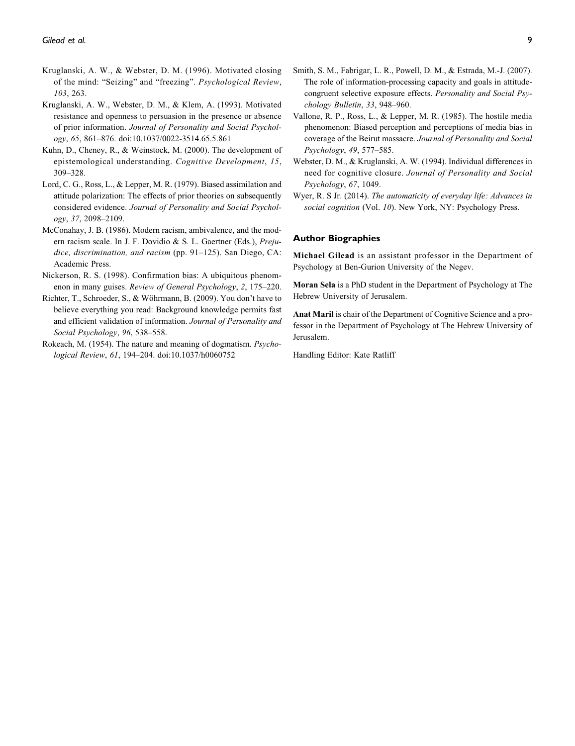Kruglanski, A. W., & Webster, D. M. (1996). Motivated closing of the mind: "Seizing" and "freezing". *Psychological Review*, *103*, 263.

Kruglanski, A. W., Webster, D. M., & Klem, A. (1993). Motivated resistance and openness to persuasion in the presence or absence of prior information. *Journal of Personality and Social Psychology*, *65*, 861–876. doi:10.1037/0022-3514.65.5.861

Kuhn, D., Cheney, R., & Weinstock, M. (2000). The development of epistemological understanding. *Cognitive Development*, *15*, 309–328.

Lord, C. G., Ross, L., & Lepper, M. R. (1979). Biased assimilation and attitude polarization: The effects of prior theories on subsequently considered evidence. *Journal of Personality and Social Psychology*, *37*, 2098–2109.

McConahay, J. B. (1986). Modern racism, ambivalence, and the modern racism scale. In J. F. Dovidio & S. L. Gaertner (Eds.), *Prejudice, discrimination, and racism* (pp. 91–125). San Diego, CA: Academic Press.

Nickerson, R. S. (1998). Confirmation bias: A ubiquitous phenomenon in many guises. *Review of General Psychology*, *2*, 175–220.

Richter, T., Schroeder, S., & Wöhrmann, B. (2009). You don't have to believe everything you read: Background knowledge permits fast and efficient validation of information. *Journal of Personality and Social Psychology*, *96*, 538–558.

Rokeach, M. (1954). The nature and meaning of dogmatism. *Psychological Review*, *61*, 194–204. doi:10.1037/h0060752

Smith, S. M., Fabrigar, L. R., Powell, D. M., & Estrada, M.-J. (2007). The role of information-processing capacity and goals in attitude-congruent selective exposure effects. *Personality and Social Psychology Bulletin*, *33*, 948–960.

Vallone, R. P., Ross, L., & Lepper, M. R. (1985). The hostile media phenomenon: Biased perception and perceptions of media bias in coverage of the Beirut massacre. *Journal of Personality and Social Psychology*, *49*, 577–585.

Webster, D. M., & Kruglanski, A. W. (1994). Individual differences in need for cognitive closure. *Journal of Personality and Social Psychology*, *67*, 1049.

Wyer, R. S Jr. (2014). *The automaticity of everyday life: Advances in social cognition* (Vol. *10*). New York, NY: Psychology Press.

## Author Biographies

**Michael Gilead** is an assistant professor in the Department of Psychology at Ben-Gurion University of the Negev.

**Moran Sela** is a PhD student in the Department of Psychology at The Hebrew University of Jerusalem.

**Anat Maril** is chair of the Department of Cognitive Science and a professor in the Department of Psychology at The Hebrew University of Jerusalem.

Handling Editor: Kate Ratliff